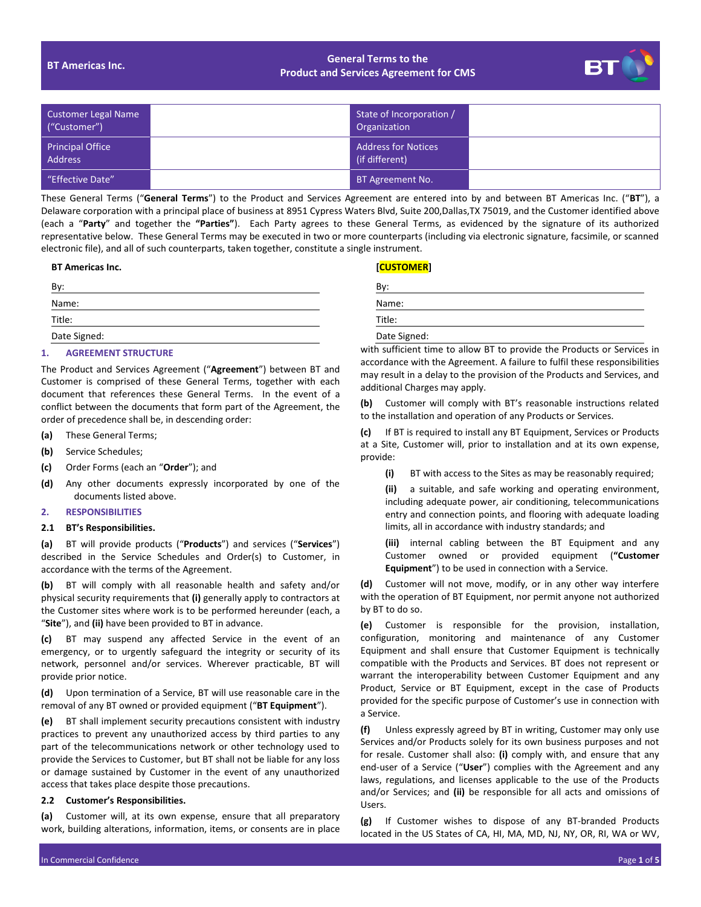**BT Americas Inc.**

**General Terms to the Product and Services Agreement for CMS**

| Customer Legal Name ("Customer") | | State of Incorporation / Organization | |
|---|---|---|---|
| Principal Office Address | | Address for Notices (if different) | |
| "Effective Date" | | BT Agreement No. | |

These General Terms ("**General Terms**") to the Product and Services Agreement are entered into by and between BT Americas Inc. ("**BT**"), a Delaware corporation with a principal place of business at 8951 Cypress Waters Blvd, Suite 200,Dallas,TX 75019, and the Customer identified above (each a "**Party**" and together the **"Parties"**). Each Party agrees to these General Terms, as evidenced by the signature of its authorized representative below. These General Terms may be executed in two or more counterparts (including via electronic signature, facsimile, or scanned electronic file), and all of such counterparts, taken together, constitute a single instrument.

| **BT Americas Inc.** | **[CUSTOMER]** |
|---|---|
| By: | By: |
| Name: | Name: |
| Title: | Title: |
| Date Signed: | Date Signed: |

## 1. AGREEMENT STRUCTURE

The Product and Services Agreement ("**Agreement**") between BT and Customer is comprised of these General Terms, together with each document that references these General Terms. In the event of a conflict between the documents that form part of the Agreement, the order of precedence shall be, in descending order:

**(a)** These General Terms;

**(b)** Service Schedules;

**(c)** Order Forms (each an "**Order**"); and

**(d)** Any other documents expressly incorporated by one of the documents listed above.

## 2. RESPONSIBILITIES

### 2.1 BT's Responsibilities.

**(a)** BT will provide products ("**Products**") and services ("**Services**") described in the Service Schedules and Order(s) to Customer, in accordance with the terms of the Agreement.

**(b)** BT will comply with all reasonable health and safety and/or physical security requirements that **(i)** generally apply to contractors at the Customer sites where work is to be performed hereunder (each, a "**Site**"), and **(ii)** have been provided to BT in advance.

**(c)** BT may suspend any affected Service in the event of an emergency, or to urgently safeguard the integrity or security of its network, personnel and/or services. Wherever practicable, BT will provide prior notice.

**(d)** Upon termination of a Service, BT will use reasonable care in the removal of any BT owned or provided equipment ("**BT Equipment**").

**(e)** BT shall implement security precautions consistent with industry practices to prevent any unauthorized access by third parties to any part of the telecommunications network or other technology used to provide the Services to Customer, but BT shall not be liable for any loss or damage sustained by Customer in the event of any unauthorized access that takes place despite those precautions.

### 2.2 Customer's Responsibilities.

**(a)** Customer will, at its own expense, ensure that all preparatory work, building alterations, information, items, or consents are in place with sufficient time to allow BT to provide the Products or Services in accordance with the Agreement. A failure to fulfil these responsibilities may result in a delay to the provision of the Products and Services, and additional Charges may apply.

**(b)** Customer will comply with BT's reasonable instructions related to the installation and operation of any Products or Services.

**(c)** If BT is required to install any BT Equipment, Services or Products at a Site, Customer will, prior to installation and at its own expense, provide:

- **(i)** BT with access to the Sites as may be reasonably required;
- **(ii)** a suitable, and safe working and operating environment, including adequate power, air conditioning, telecommunications entry and connection points, and flooring with adequate loading limits, all in accordance with industry standards; and
- **(iii)** internal cabling between the BT Equipment and any Customer owned or provided equipment (**"Customer Equipment**") to be used in connection with a Service.

**(d)** Customer will not move, modify, or in any other way interfere with the operation of BT Equipment, nor permit anyone not authorized by BT to do so.

**(e)** Customer is responsible for the provision, installation, configuration, monitoring and maintenance of any Customer Equipment and shall ensure that Customer Equipment is technically compatible with the Products and Services. BT does not represent or warrant the interoperability between Customer Equipment and any Product, Service or BT Equipment, except in the case of Products provided for the specific purpose of Customer's use in connection with a Service.

**(f)** Unless expressly agreed by BT in writing, Customer may only use Services and/or Products solely for its own business purposes and not for resale. Customer shall also: **(i)** comply with, and ensure that any end-user of a Service ("**User**") complies with the Agreement and any laws, regulations, and licenses applicable to the use of the Products and/or Services; and **(ii)** be responsible for all acts and omissions of Users.

**(g)** If Customer wishes to dispose of any BT-branded Products located in the US States of CA, HI, MA, MD, NJ, NY, OR, RI, WA or WV,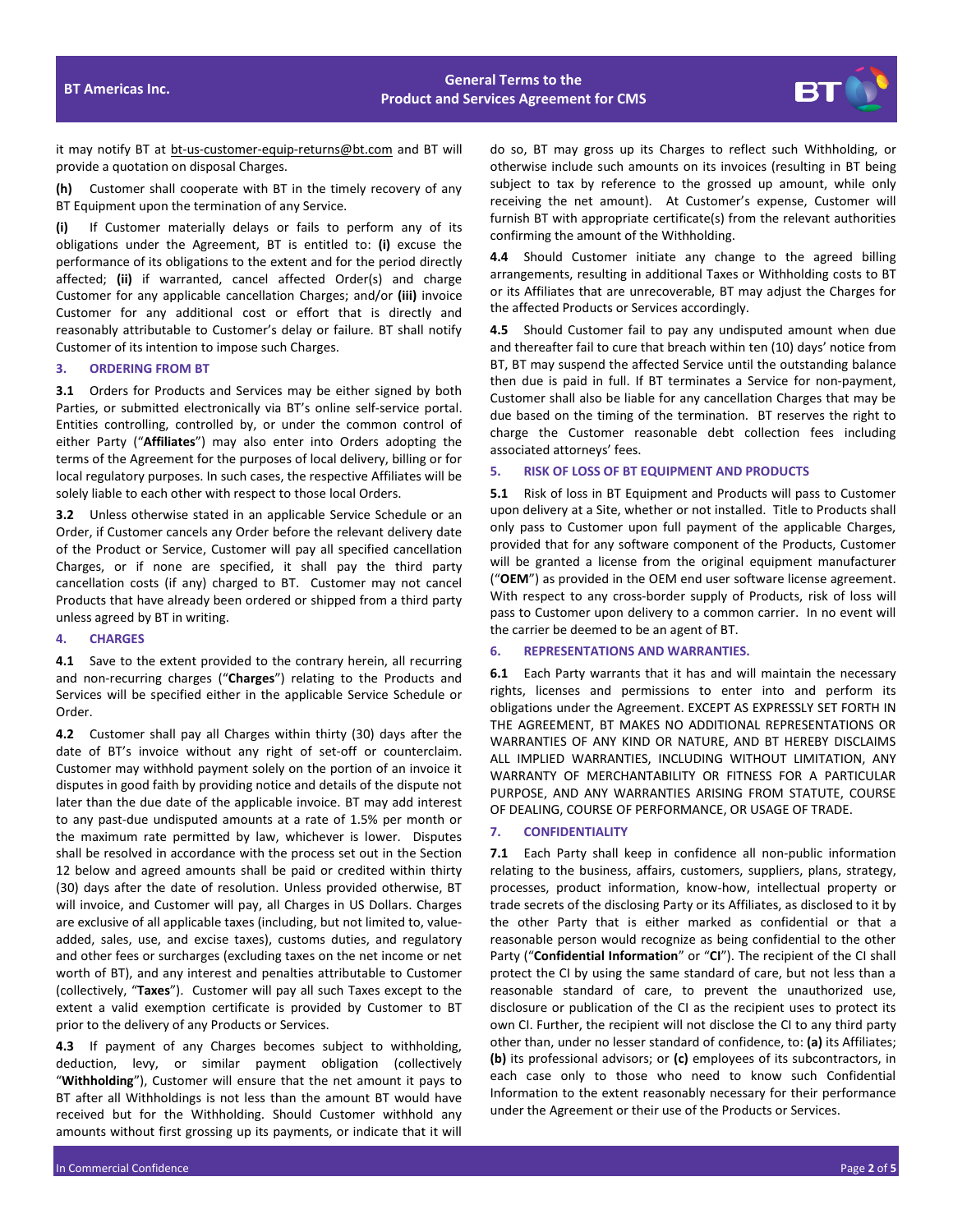it may notify BT at bt-us-customer-equip-returns@bt.com and BT will provide a quotation on disposal Charges.

**(h)** Customer shall cooperate with BT in the timely recovery of any BT Equipment upon the termination of any Service.

**(i)** If Customer materially delays or fails to perform any of its obligations under the Agreement, BT is entitled to: **(i)** excuse the performance of its obligations to the extent and for the period directly affected; **(ii)** if warranted, cancel affected Order(s) and charge Customer for any applicable cancellation Charges; and/or **(iii)** invoice Customer for any additional cost or effort that is directly and reasonably attributable to Customer's delay or failure. BT shall notify Customer of its intention to impose such Charges.

## 3. ORDERING FROM BT

**3.1** Orders for Products and Services may be either signed by both Parties, or submitted electronically via BT's online self-service portal. Entities controlling, controlled by, or under the common control of either Party ("**Affiliates**") may also enter into Orders adopting the terms of the Agreement for the purposes of local delivery, billing or for local regulatory purposes. In such cases, the respective Affiliates will be solely liable to each other with respect to those local Orders.

**3.2** Unless otherwise stated in an applicable Service Schedule or an Order, if Customer cancels any Order before the relevant delivery date of the Product or Service, Customer will pay all specified cancellation Charges, or if none are specified, it shall pay the third party cancellation costs (if any) charged to BT. Customer may not cancel Products that have already been ordered or shipped from a third party unless agreed by BT in writing.

## 4. CHARGES

**4.1** Save to the extent provided to the contrary herein, all recurring and non-recurring charges ("**Charges**") relating to the Products and Services will be specified either in the applicable Service Schedule or Order.

**4.2** Customer shall pay all Charges within thirty (30) days after the date of BT's invoice without any right of set-off or counterclaim. Customer may withhold payment solely on the portion of an invoice it disputes in good faith by providing notice and details of the dispute not later than the due date of the applicable invoice. BT may add interest to any past-due undisputed amounts at a rate of 1.5% per month or the maximum rate permitted by law, whichever is lower. Disputes shall be resolved in accordance with the process set out in the Section 12 below and agreed amounts shall be paid or credited within thirty (30) days after the date of resolution. Unless provided otherwise, BT will invoice, and Customer will pay, all Charges in US Dollars. Charges are exclusive of all applicable taxes (including, but not limited to, value-added, sales, use, and excise taxes), customs duties, and regulatory and other fees or surcharges (excluding taxes on the net income or net worth of BT), and any interest and penalties attributable to Customer (collectively, "**Taxes**"). Customer will pay all such Taxes except to the extent a valid exemption certificate is provided by Customer to BT prior to the delivery of any Products or Services.

**4.3** If payment of any Charges becomes subject to withholding, deduction, levy, or similar payment obligation (collectively "**Withholding**"), Customer will ensure that the net amount it pays to BT after all Withholdings is not less than the amount BT would have received but for the Withholding. Should Customer withhold any amounts without first grossing up its payments, or indicate that it will do so, BT may gross up its Charges to reflect such Withholding, or otherwise include such amounts on its invoices (resulting in BT being subject to tax by reference to the grossed up amount, while only receiving the net amount). At Customer's expense, Customer will furnish BT with appropriate certificate(s) from the relevant authorities confirming the amount of the Withholding.

**4.4** Should Customer initiate any change to the agreed billing arrangements, resulting in additional Taxes or Withholding costs to BT or its Affiliates that are unrecoverable, BT may adjust the Charges for the affected Products or Services accordingly.

**4.5** Should Customer fail to pay any undisputed amount when due and thereafter fail to cure that breach within ten (10) days' notice from BT, BT may suspend the affected Service until the outstanding balance then due is paid in full. If BT terminates a Service for non-payment, Customer shall also be liable for any cancellation Charges that may be due based on the timing of the termination. BT reserves the right to charge the Customer reasonable debt collection fees including associated attorneys' fees.

## 5. RISK OF LOSS OF BT EQUIPMENT AND PRODUCTS

**5.1** Risk of loss in BT Equipment and Products will pass to Customer upon delivery at a Site, whether or not installed. Title to Products shall only pass to Customer upon full payment of the applicable Charges, provided that for any software component of the Products, Customer will be granted a license from the original equipment manufacturer ("**OEM**") as provided in the OEM end user software license agreement. With respect to any cross-border supply of Products, risk of loss will pass to Customer upon delivery to a common carrier. In no event will the carrier be deemed to be an agent of BT.

## 6. REPRESENTATIONS AND WARRANTIES.

**6.1** Each Party warrants that it has and will maintain the necessary rights, licenses and permissions to enter into and perform its obligations under the Agreement. EXCEPT AS EXPRESSLY SET FORTH IN THE AGREEMENT, BT MAKES NO ADDITIONAL REPRESENTATIONS OR WARRANTIES OF ANY KIND OR NATURE, AND BT HEREBY DISCLAIMS ALL IMPLIED WARRANTIES, INCLUDING WITHOUT LIMITATION, ANY WARRANTY OF MERCHANTABILITY OR FITNESS FOR A PARTICULAR PURPOSE, AND ANY WARRANTIES ARISING FROM STATUTE, COURSE OF DEALING, COURSE OF PERFORMANCE, OR USAGE OF TRADE.

## 7. CONFIDENTIALITY

**7.1** Each Party shall keep in confidence all non-public information relating to the business, affairs, customers, suppliers, plans, strategy, processes, product information, know-how, intellectual property or trade secrets of the disclosing Party or its Affiliates, as disclosed to it by the other Party that is either marked as confidential or that a reasonable person would recognize as being confidential to the other Party ("**Confidential Information**" or "**CI**"). The recipient of the CI shall protect the CI by using the same standard of care, but not less than a reasonable standard of care, to prevent the unauthorized use, disclosure or publication of the CI as the recipient uses to protect its own CI. Further, the recipient will not disclose the CI to any third party other than, under no lesser standard of confidence, to: **(a)** its Affiliates; **(b)** its professional advisors; or **(c)** employees of its subcontractors, in each case only to those who need to know such Confidential Information to the extent reasonably necessary for their performance under the Agreement or their use of the Products or Services.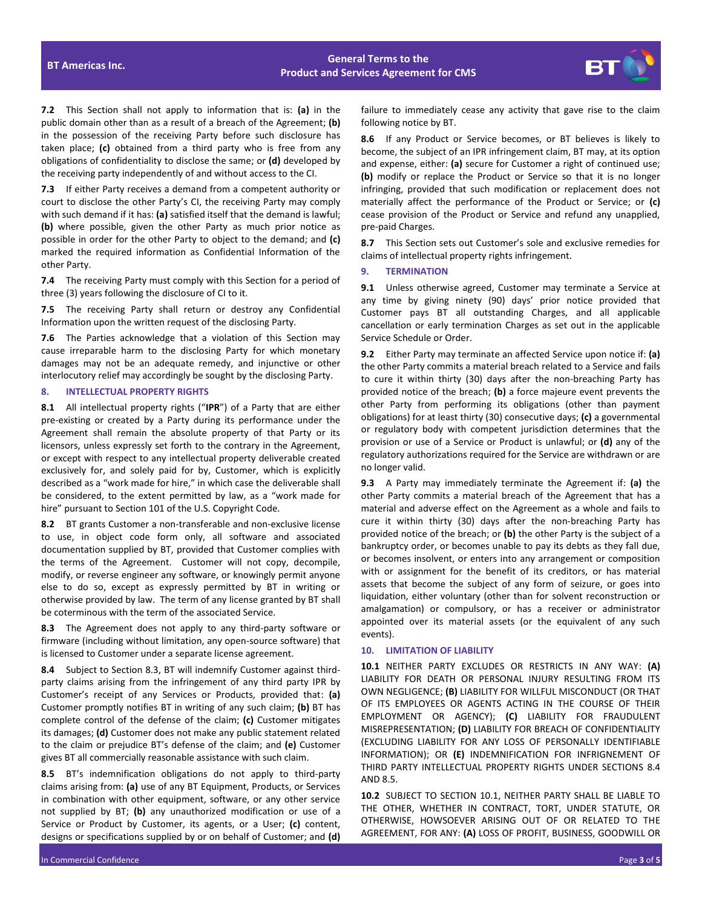**7.2** This Section shall not apply to information that is: **(a)** in the public domain other than as a result of a breach of the Agreement; **(b)** in the possession of the receiving Party before such disclosure has taken place; **(c)** obtained from a third party who is free from any obligations of confidentiality to disclose the same; or **(d)** developed by the receiving party independently of and without access to the CI.

**7.3** If either Party receives a demand from a competent authority or court to disclose the other Party's CI, the receiving Party may comply with such demand if it has: **(a)** satisfied itself that the demand is lawful; **(b)** where possible, given the other Party as much prior notice as possible in order for the other Party to object to the demand; and **(c)** marked the required information as Confidential Information of the other Party.

**7.4** The receiving Party must comply with this Section for a period of three (3) years following the disclosure of CI to it.

**7.5** The receiving Party shall return or destroy any Confidential Information upon the written request of the disclosing Party.

**7.6** The Parties acknowledge that a violation of this Section may cause irreparable harm to the disclosing Party for which monetary damages may not be an adequate remedy, and injunctive or other interlocutory relief may accordingly be sought by the disclosing Party.

## 8. INTELLECTUAL PROPERTY RIGHTS

**8.1** All intellectual property rights ("**IPR**") of a Party that are either pre-existing or created by a Party during its performance under the Agreement shall remain the absolute property of that Party or its licensors, unless expressly set forth to the contrary in the Agreement, or except with respect to any intellectual property deliverable created exclusively for, and solely paid for by, Customer, which is explicitly described as a "work made for hire," in which case the deliverable shall be considered, to the extent permitted by law, as a "work made for hire" pursuant to Section 101 of the U.S. Copyright Code.

**8.2** BT grants Customer a non-transferable and non-exclusive license to use, in object code form only, all software and associated documentation supplied by BT, provided that Customer complies with the terms of the Agreement. Customer will not copy, decompile, modify, or reverse engineer any software, or knowingly permit anyone else to do so, except as expressly permitted by BT in writing or otherwise provided by law. The term of any license granted by BT shall be coterminous with the term of the associated Service.

**8.3** The Agreement does not apply to any third-party software or firmware (including without limitation, any open-source software) that is licensed to Customer under a separate license agreement.

**8.4** Subject to Section 8.3, BT will indemnify Customer against third-party claims arising from the infringement of any third party IPR by Customer's receipt of any Services or Products, provided that: **(a)** Customer promptly notifies BT in writing of any such claim; **(b)** BT has complete control of the defense of the claim; **(c)** Customer mitigates its damages; **(d)** Customer does not make any public statement related to the claim or prejudice BT's defense of the claim; and **(e)** Customer gives BT all commercially reasonable assistance with such claim.

**8.5** BT's indemnification obligations do not apply to third-party claims arising from: **(a)** use of any BT Equipment, Products, or Services in combination with other equipment, software, or any other service not supplied by BT; **(b)** any unauthorized modification or use of a Service or Product by Customer, its agents, or a User; **(c)** content, designs or specifications supplied by or on behalf of Customer; and **(d)** failure to immediately cease any activity that gave rise to the claim following notice by BT.

**8.6** If any Product or Service becomes, or BT believes is likely to become, the subject of an IPR infringement claim, BT may, at its option and expense, either: **(a)** secure for Customer a right of continued use; **(b)** modify or replace the Product or Service so that it is no longer infringing, provided that such modification or replacement does not materially affect the performance of the Product or Service; or **(c)** cease provision of the Product or Service and refund any unapplied, pre-paid Charges.

**8.7** This Section sets out Customer's sole and exclusive remedies for claims of intellectual property rights infringement.

## 9. TERMINATION

**9.1** Unless otherwise agreed, Customer may terminate a Service at any time by giving ninety (90) days' prior notice provided that Customer pays BT all outstanding Charges, and all applicable cancellation or early termination Charges as set out in the applicable Service Schedule or Order.

**9.2** Either Party may terminate an affected Service upon notice if: **(a)** the other Party commits a material breach related to a Service and fails to cure it within thirty (30) days after the non-breaching Party has provided notice of the breach; **(b)** a force majeure event prevents the other Party from performing its obligations (other than payment obligations) for at least thirty (30) consecutive days; **(c)** a governmental or regulatory body with competent jurisdiction determines that the provision or use of a Service or Product is unlawful; or **(d)** any of the regulatory authorizations required for the Service are withdrawn or are no longer valid.

**9.3** A Party may immediately terminate the Agreement if: **(a)** the other Party commits a material breach of the Agreement that has a material and adverse effect on the Agreement as a whole and fails to cure it within thirty (30) days after the non-breaching Party has provided notice of the breach; or **(b)** the other Party is the subject of a bankruptcy order, or becomes unable to pay its debts as they fall due, or becomes insolvent, or enters into any arrangement or composition with or assignment for the benefit of its creditors, or has material assets that become the subject of any form of seizure, or goes into liquidation, either voluntary (other than for solvent reconstruction or amalgamation) or compulsory, or has a receiver or administrator appointed over its material assets (or the equivalent of any such events).

## 10. LIMITATION OF LIABILITY

**10.1** NEITHER PARTY EXCLUDES OR RESTRICTS IN ANY WAY: **(A)** LIABILITY FOR DEATH OR PERSONAL INJURY RESULTING FROM ITS OWN NEGLIGENCE; **(B)** LIABILITY FOR WILLFUL MISCONDUCT (OR THAT OF ITS EMPLOYEES OR AGENTS ACTING IN THE COURSE OF THEIR EMPLOYMENT OR AGENCY); **(C)** LIABILITY FOR FRAUDULENT MISREPRESENTATION; **(D)** LIABILITY FOR BREACH OF CONFIDENTIALITY (EXCLUDING LIABILITY FOR ANY LOSS OF PERSONALLY IDENTIFIABLE INFORMATION); OR **(E)** INDEMNIFICATION FOR INFRINGEMENT OF THIRD PARTY INTELLECTUAL PROPERTY RIGHTS UNDER SECTIONS 8.4 AND 8.5.

**10.2** SUBJECT TO SECTION 10.1, NEITHER PARTY SHALL BE LIABLE TO THE OTHER, WHETHER IN CONTRACT, TORT, UNDER STATUTE, OR OTHERWISE, HOWSOEVER ARISING OUT OF OR RELATED TO THE AGREEMENT, FOR ANY: **(A)** LOSS OF PROFIT, BUSINESS, GOODWILL OR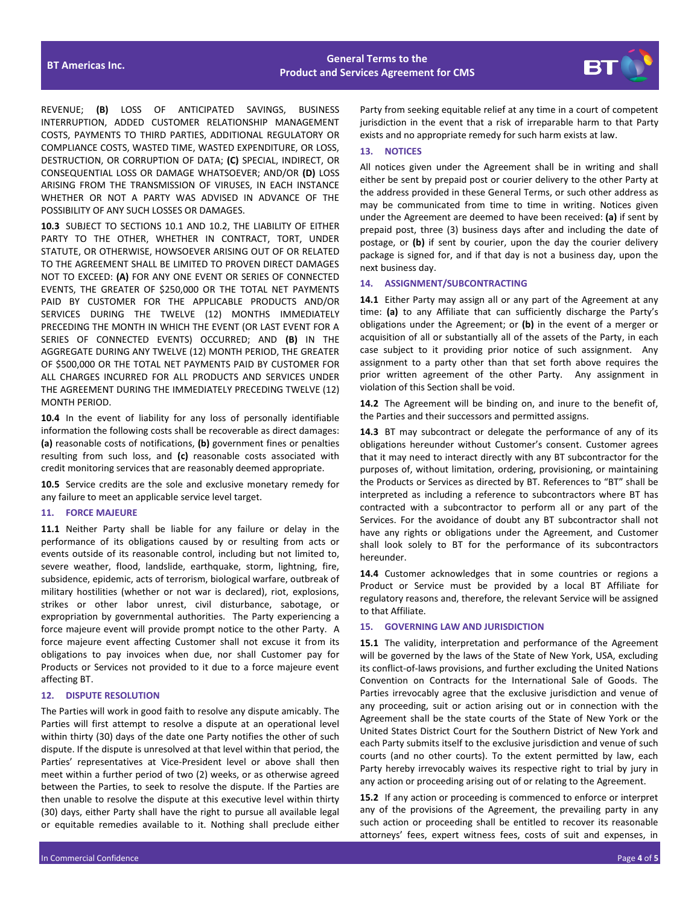REVENUE; **(B)** LOSS OF ANTICIPATED SAVINGS, BUSINESS INTERRUPTION, ADDED CUSTOMER RELATIONSHIP MANAGEMENT COSTS, PAYMENTS TO THIRD PARTIES, ADDITIONAL REGULATORY OR COMPLIANCE COSTS, WASTED TIME, WASTED EXPENDITURE, OR LOSS, DESTRUCTION, OR CORRUPTION OF DATA; **(C)** SPECIAL, INDIRECT, OR CONSEQUENTIAL LOSS OR DAMAGE WHATSOEVER; AND/OR **(D)** LOSS ARISING FROM THE TRANSMISSION OF VIRUSES, IN EACH INSTANCE WHETHER OR NOT A PARTY WAS ADVISED IN ADVANCE OF THE POSSIBILITY OF ANY SUCH LOSSES OR DAMAGES.

**10.3** SUBJECT TO SECTIONS 10.1 AND 10.2, THE LIABILITY OF EITHER PARTY TO THE OTHER, WHETHER IN CONTRACT, TORT, UNDER STATUTE, OR OTHERWISE, HOWSOEVER ARISING OUT OF OR RELATED TO THE AGREEMENT SHALL BE LIMITED TO PROVEN DIRECT DAMAGES NOT TO EXCEED: **(A)** FOR ANY ONE EVENT OR SERIES OF CONNECTED EVENTS, THE GREATER OF $250,000 OR THE TOTAL NET PAYMENTS PAID BY CUSTOMER FOR THE APPLICABLE PRODUCTS AND/OR SERVICES DURING THE TWELVE (12) MONTHS IMMEDIATELY PRECEDING THE MONTH IN WHICH THE EVENT (OR LAST EVENT FOR A SERIES OF CONNECTED EVENTS) OCCURRED; AND **(B)** IN THE AGGREGATE DURING ANY TWELVE (12) MONTH PERIOD, THE GREATER OF $500,000 OR THE TOTAL NET PAYMENTS PAID BY CUSTOMER FOR ALL CHARGES INCURRED FOR ALL PRODUCTS AND SERVICES UNDER THE AGREEMENT DURING THE IMMEDIATELY PRECEDING TWELVE (12) MONTH PERIOD.

**10.4** In the event of liability for any loss of personally identifiable information the following costs shall be recoverable as direct damages: **(a)** reasonable costs of notifications, **(b)** government fines or penalties resulting from such loss, and **(c)** reasonable costs associated with credit monitoring services that are reasonably deemed appropriate.

**10.5** Service credits are the sole and exclusive monetary remedy for any failure to meet an applicable service level target.

## 11. FORCE MAJEURE

**11.1** Neither Party shall be liable for any failure or delay in the performance of its obligations caused by or resulting from acts or events outside of its reasonable control, including but not limited to, severe weather, flood, landslide, earthquake, storm, lightning, fire, subsidence, epidemic, acts of terrorism, biological warfare, outbreak of military hostilities (whether or not war is declared), riot, explosions, strikes or other labor unrest, civil disturbance, sabotage, or expropriation by governmental authorities. The Party experiencing a force majeure event will provide prompt notice to the other Party. A force majeure event affecting Customer shall not excuse it from its obligations to pay invoices when due, nor shall Customer pay for Products or Services not provided to it due to a force majeure event affecting BT.

## 12. DISPUTE RESOLUTION

The Parties will work in good faith to resolve any dispute amicably. The Parties will first attempt to resolve a dispute at an operational level within thirty (30) days of the date one Party notifies the other of such dispute. If the dispute is unresolved at that level within that period, the Parties' representatives at Vice-President level or above shall then meet within a further period of two (2) weeks, or as otherwise agreed between the Parties, to seek to resolve the dispute. If the Parties are then unable to resolve the dispute at this executive level within thirty (30) days, either Party shall have the right to pursue all available legal or equitable remedies available to it. Nothing shall preclude either Party from seeking equitable relief at any time in a court of competent jurisdiction in the event that a risk of irreparable harm to that Party exists and no appropriate remedy for such harm exists at law.

## 13. NOTICES

All notices given under the Agreement shall be in writing and shall either be sent by prepaid post or courier delivery to the other Party at the address provided in these General Terms, or such other address as may be communicated from time to time in writing. Notices given under the Agreement are deemed to have been received: **(a)** if sent by prepaid post, three (3) business days after and including the date of postage, or **(b)** if sent by courier, upon the day the courier delivery package is signed for, and if that day is not a business day, upon the next business day.

## 14. ASSIGNMENT/SUBCONTRACTING

**14.1** Either Party may assign all or any part of the Agreement at any time: **(a)** to any Affiliate that can sufficiently discharge the Party's obligations under the Agreement; or **(b)** in the event of a merger or acquisition of all or substantially all of the assets of the Party, in each case subject to it providing prior notice of such assignment. Any assignment to a party other than that set forth above requires the prior written agreement of the other Party. Any assignment in violation of this Section shall be void.

**14.2** The Agreement will be binding on, and inure to the benefit of, the Parties and their successors and permitted assigns.

**14.3** BT may subcontract or delegate the performance of any of its obligations hereunder without Customer's consent. Customer agrees that it may need to interact directly with any BT subcontractor for the purposes of, without limitation, ordering, provisioning, or maintaining the Products or Services as directed by BT. References to "BT" shall be interpreted as including a reference to subcontractors where BT has contracted with a subcontractor to perform all or any part of the Services. For the avoidance of doubt any BT subcontractor shall not have any rights or obligations under the Agreement, and Customer shall look solely to BT for the performance of its subcontractors hereunder.

**14.4** Customer acknowledges that in some countries or regions a Product or Service must be provided by a local BT Affiliate for regulatory reasons and, therefore, the relevant Service will be assigned to that Affiliate.

## 15. GOVERNING LAW AND JURISDICTION

**15.1** The validity, interpretation and performance of the Agreement will be governed by the laws of the State of New York, USA, excluding its conflict-of-laws provisions, and further excluding the United Nations Convention on Contracts for the International Sale of Goods. The Parties irrevocably agree that the exclusive jurisdiction and venue of any proceeding, suit or action arising out or in connection with the Agreement shall be the state courts of the State of New York or the United States District Court for the Southern District of New York and each Party submits itself to the exclusive jurisdiction and venue of such courts (and no other courts). To the extent permitted by law, each Party hereby irrevocably waives its respective right to trial by jury in any action or proceeding arising out of or relating to the Agreement.

**15.2** If any action or proceeding is commenced to enforce or interpret any of the provisions of the Agreement, the prevailing party in any such action or proceeding shall be entitled to recover its reasonable attorneys' fees, expert witness fees, costs of suit and expenses, in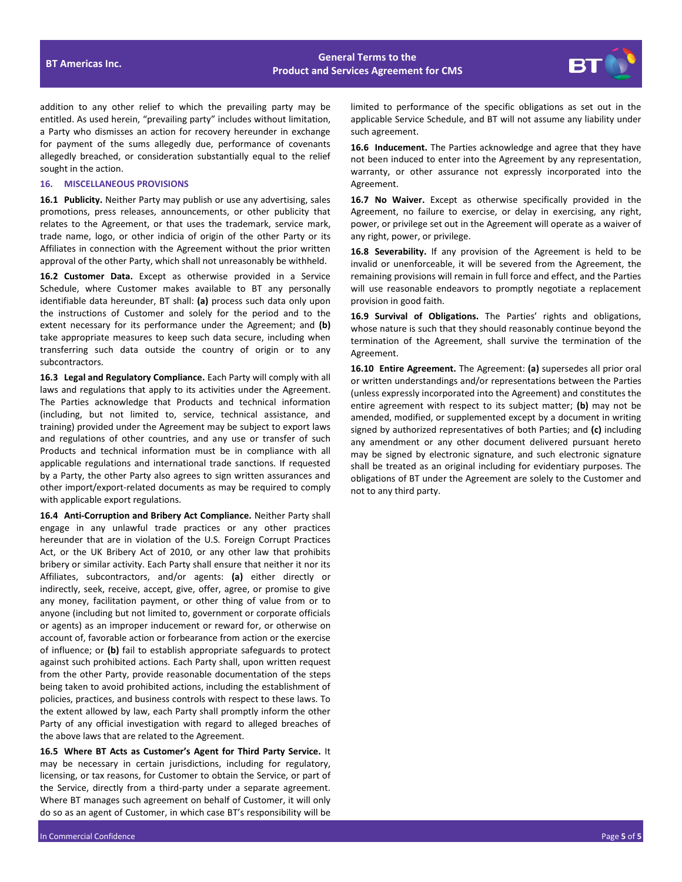addition to any other relief to which the prevailing party may be entitled. As used herein, "prevailing party" includes without limitation, a Party who dismisses an action for recovery hereunder in exchange for payment of the sums allegedly due, performance of covenants allegedly breached, or consideration substantially equal to the relief sought in the action.

## 16. MISCELLANEOUS PROVISIONS

**16.1 Publicity.** Neither Party may publish or use any advertising, sales promotions, press releases, announcements, or other publicity that relates to the Agreement, or that uses the trademark, service mark, trade name, logo, or other indicia of origin of the other Party or its Affiliates in connection with the Agreement without the prior written approval of the other Party, which shall not unreasonably be withheld.

**16.2 Customer Data.** Except as otherwise provided in a Service Schedule, where Customer makes available to BT any personally identifiable data hereunder, BT shall: **(a)** process such data only upon the instructions of Customer and solely for the period and to the extent necessary for its performance under the Agreement; and **(b)** take appropriate measures to keep such data secure, including when transferring such data outside the country of origin or to any subcontractors.

**16.3 Legal and Regulatory Compliance.** Each Party will comply with all laws and regulations that apply to its activities under the Agreement. The Parties acknowledge that Products and technical information (including, but not limited to, service, technical assistance, and training) provided under the Agreement may be subject to export laws and regulations of other countries, and any use or transfer of such Products and technical information must be in compliance with all applicable regulations and international trade sanctions. If requested by a Party, the other Party also agrees to sign written assurances and other import/export-related documents as may be required to comply with applicable export regulations.

**16.4 Anti-Corruption and Bribery Act Compliance.** Neither Party shall engage in any unlawful trade practices or any other practices hereunder that are in violation of the U.S. Foreign Corrupt Practices Act, or the UK Bribery Act of 2010, or any other law that prohibits bribery or similar activity. Each Party shall ensure that neither it nor its Affiliates, subcontractors, and/or agents: **(a)** either directly or indirectly, seek, receive, accept, give, offer, agree, or promise to give any money, facilitation payment, or other thing of value from or to anyone (including but not limited to, government or corporate officials or agents) as an improper inducement or reward for, or otherwise on account of, favorable action or forbearance from action or the exercise of influence; or **(b)** fail to establish appropriate safeguards to protect against such prohibited actions. Each Party shall, upon written request from the other Party, provide reasonable documentation of the steps being taken to avoid prohibited actions, including the establishment of policies, practices, and business controls with respect to these laws. To the extent allowed by law, each Party shall promptly inform the other Party of any official investigation with regard to alleged breaches of the above laws that are related to the Agreement.

**16.5 Where BT Acts as Customer's Agent for Third Party Service.** It may be necessary in certain jurisdictions, including for regulatory, licensing, or tax reasons, for Customer to obtain the Service, or part of the Service, directly from a third-party under a separate agreement. Where BT manages such agreement on behalf of Customer, it will only do so as an agent of Customer, in which case BT's responsibility will be limited to performance of the specific obligations as set out in the applicable Service Schedule, and BT will not assume any liability under such agreement.

**16.6 Inducement.** The Parties acknowledge and agree that they have not been induced to enter into the Agreement by any representation, warranty, or other assurance not expressly incorporated into the Agreement.

**16.7 No Waiver.** Except as otherwise specifically provided in the Agreement, no failure to exercise, or delay in exercising, any right, power, or privilege set out in the Agreement will operate as a waiver of any right, power, or privilege.

**16.8 Severability.** If any provision of the Agreement is held to be invalid or unenforceable, it will be severed from the Agreement, the remaining provisions will remain in full force and effect, and the Parties will use reasonable endeavors to promptly negotiate a replacement provision in good faith.

**16.9 Survival of Obligations.** The Parties' rights and obligations, whose nature is such that they should reasonably continue beyond the termination of the Agreement, shall survive the termination of the Agreement.

**16.10 Entire Agreement.** The Agreement: **(a)** supersedes all prior oral or written understandings and/or representations between the Parties (unless expressly incorporated into the Agreement) and constitutes the entire agreement with respect to its subject matter; **(b)** may not be amended, modified, or supplemented except by a document in writing signed by authorized representatives of both Parties; and **(c)** including any amendment or any other document delivered pursuant hereto may be signed by electronic signature, and such electronic signature shall be treated as an original including for evidentiary purposes. The obligations of BT under the Agreement are solely to the Customer and not to any third party.